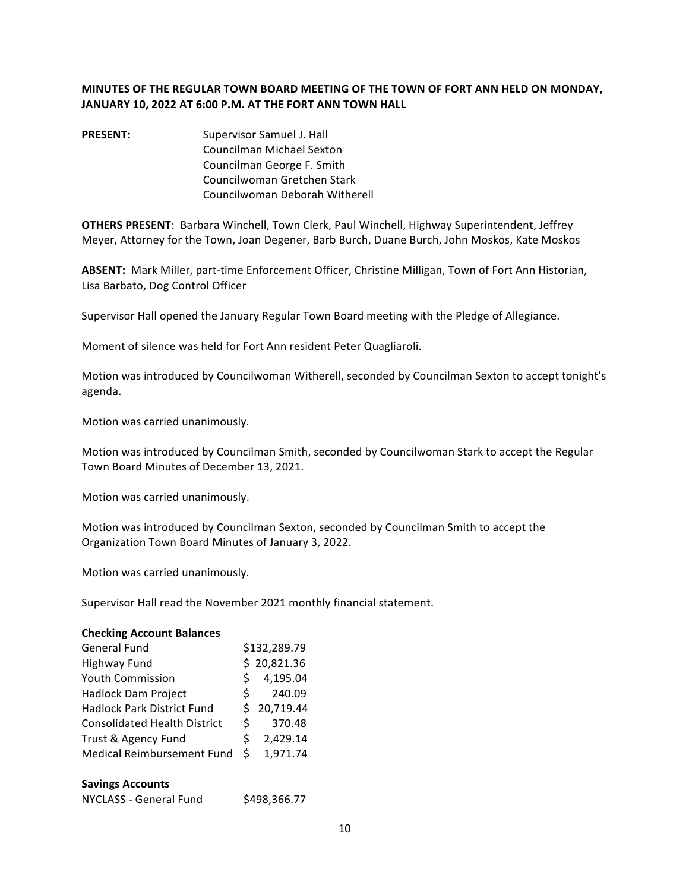**MINUTES OF THE REGULAR TOWN BOARD MEETING OF THE TOWN OF FORT ANN HELD ON MONDAY, JANUARY 10, 2022 AT 6:00 P.M. AT THE FORT ANN TOWN HALL**

**PRESENT:** Supervisor Samuel J. Hall
Councilman Michael Sexton
Councilman George F. Smith
Councilwoman Gretchen Stark
Councilwoman Deborah Witherell

**OTHERS PRESENT**: Barbara Winchell, Town Clerk, Paul Winchell, Highway Superintendent, Jeffrey Meyer, Attorney for the Town, Joan Degener, Barb Burch, Duane Burch, John Moskos, Kate Moskos

**ABSENT:** Mark Miller, part-time Enforcement Officer, Christine Milligan, Town of Fort Ann Historian, Lisa Barbato, Dog Control Officer

Supervisor Hall opened the January Regular Town Board meeting with the Pledge of Allegiance.

Moment of silence was held for Fort Ann resident Peter Quagliaroli.

Motion was introduced by Councilwoman Witherell, seconded by Councilman Sexton to accept tonight's agenda.

Motion was carried unanimously.

Motion was introduced by Councilman Smith, seconded by Councilwoman Stark to accept the Regular Town Board Minutes of December 13, 2021.

Motion was carried unanimously.

Motion was introduced by Councilman Sexton, seconded by Councilman Smith to accept the Organization Town Board Minutes of January 3, 2022.

Motion was carried unanimously.

Supervisor Hall read the November 2021 monthly financial statement.

**Checking Account Balances**

| | |
|---|---|
| General Fund | $132,289.79 |
| Highway Fund | $ 20,821.36 |
| Youth Commission | $ 4,195.04 |
| Hadlock Dam Project | $ 240.09 |
| Hadlock Park District Fund | $ 20,719.44 |
| Consolidated Health District | $ 370.48 |
| Trust & Agency Fund | $ 2,429.14 |
| Medical Reimbursement Fund | $ 1,971.74 |

**Savings Accounts**

| | |
|---|---|
| NYCLASS - General Fund | $498,366.77 |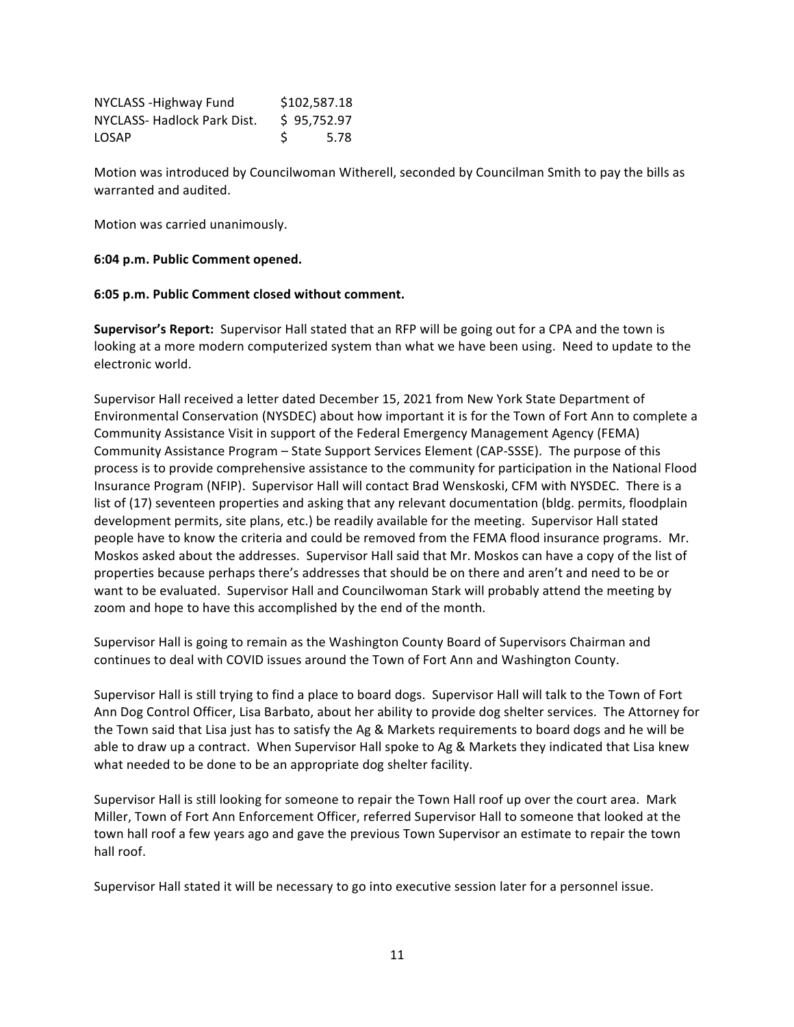| | |
|---|---|
| NYCLASS -Highway Fund | $102,587.18 |
| NYCLASS- Hadlock Park Dist. | $ 95,752.97 |
| LOSAP | $ 5.78 |

Motion was introduced by Councilwoman Witherell, seconded by Councilman Smith to pay the bills as warranted and audited.

Motion was carried unanimously.

**6:04 p.m. Public Comment opened.**

**6:05 p.m. Public Comment closed without comment.**

**Supervisor's Report:** Supervisor Hall stated that an RFP will be going out for a CPA and the town is looking at a more modern computerized system than what we have been using. Need to update to the electronic world.

Supervisor Hall received a letter dated December 15, 2021 from New York State Department of Environmental Conservation (NYSDEC) about how important it is for the Town of Fort Ann to complete a Community Assistance Visit in support of the Federal Emergency Management Agency (FEMA) Community Assistance Program – State Support Services Element (CAP-SSSE). The purpose of this process is to provide comprehensive assistance to the community for participation in the National Flood Insurance Program (NFIP). Supervisor Hall will contact Brad Wenskoski, CFM with NYSDEC. There is a list of (17) seventeen properties and asking that any relevant documentation (bldg. permits, floodplain development permits, site plans, etc.) be readily available for the meeting. Supervisor Hall stated people have to know the criteria and could be removed from the FEMA flood insurance programs. Mr. Moskos asked about the addresses. Supervisor Hall said that Mr. Moskos can have a copy of the list of properties because perhaps there's addresses that should be on there and aren't and need to be or want to be evaluated. Supervisor Hall and Councilwoman Stark will probably attend the meeting by zoom and hope to have this accomplished by the end of the month.

Supervisor Hall is going to remain as the Washington County Board of Supervisors Chairman and continues to deal with COVID issues around the Town of Fort Ann and Washington County.

Supervisor Hall is still trying to find a place to board dogs. Supervisor Hall will talk to the Town of Fort Ann Dog Control Officer, Lisa Barbato, about her ability to provide dog shelter services. The Attorney for the Town said that Lisa just has to satisfy the Ag & Markets requirements to board dogs and he will be able to draw up a contract. When Supervisor Hall spoke to Ag & Markets they indicated that Lisa knew what needed to be done to be an appropriate dog shelter facility.

Supervisor Hall is still looking for someone to repair the Town Hall roof up over the court area. Mark Miller, Town of Fort Ann Enforcement Officer, referred Supervisor Hall to someone that looked at the town hall roof a few years ago and gave the previous Town Supervisor an estimate to repair the town hall roof.

Supervisor Hall stated it will be necessary to go into executive session later for a personnel issue.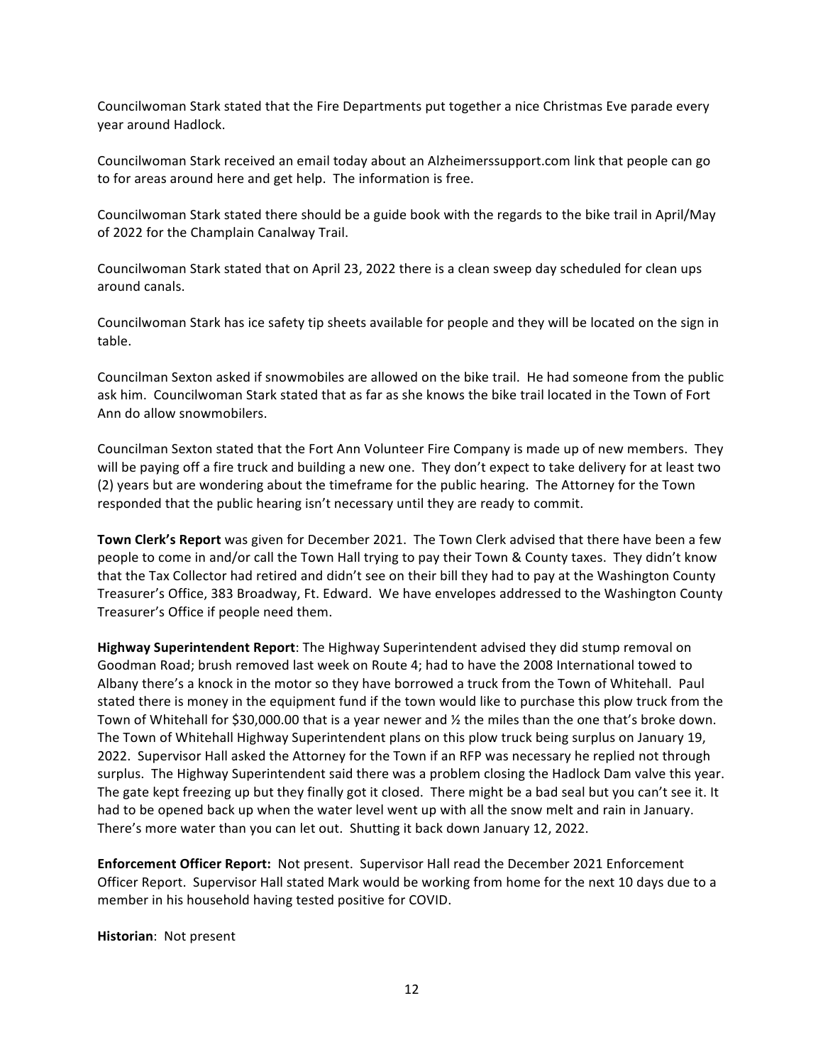Councilwoman Stark stated that the Fire Departments put together a nice Christmas Eve parade every year around Hadlock.

Councilwoman Stark received an email today about an Alzheimerssupport.com link that people can go to for areas around here and get help. The information is free.

Councilwoman Stark stated there should be a guide book with the regards to the bike trail in April/May of 2022 for the Champlain Canalway Trail.

Councilwoman Stark stated that on April 23, 2022 there is a clean sweep day scheduled for clean ups around canals.

Councilwoman Stark has ice safety tip sheets available for people and they will be located on the sign in table.

Councilman Sexton asked if snowmobiles are allowed on the bike trail. He had someone from the public ask him. Councilwoman Stark stated that as far as she knows the bike trail located in the Town of Fort Ann do allow snowmobilers.

Councilman Sexton stated that the Fort Ann Volunteer Fire Company is made up of new members. They will be paying off a fire truck and building a new one. They don't expect to take delivery for at least two (2) years but are wondering about the timeframe for the public hearing. The Attorney for the Town responded that the public hearing isn't necessary until they are ready to commit.

**Town Clerk's Report** was given for December 2021. The Town Clerk advised that there have been a few people to come in and/or call the Town Hall trying to pay their Town & County taxes. They didn't know that the Tax Collector had retired and didn't see on their bill they had to pay at the Washington County Treasurer's Office, 383 Broadway, Ft. Edward. We have envelopes addressed to the Washington County Treasurer's Office if people need them.

**Highway Superintendent Report**: The Highway Superintendent advised they did stump removal on Goodman Road; brush removed last week on Route 4; had to have the 2008 International towed to Albany there's a knock in the motor so they have borrowed a truck from the Town of Whitehall. Paul stated there is money in the equipment fund if the town would like to purchase this plow truck from the Town of Whitehall for $30,000.00 that is a year newer and ½ the miles than the one that's broke down. The Town of Whitehall Highway Superintendent plans on this plow truck being surplus on January 19, 2022. Supervisor Hall asked the Attorney for the Town if an RFP was necessary he replied not through surplus. The Highway Superintendent said there was a problem closing the Hadlock Dam valve this year. The gate kept freezing up but they finally got it closed. There might be a bad seal but you can't see it. It had to be opened back up when the water level went up with all the snow melt and rain in January. There's more water than you can let out. Shutting it back down January 12, 2022.

**Enforcement Officer Report:** Not present. Supervisor Hall read the December 2021 Enforcement Officer Report. Supervisor Hall stated Mark would be working from home for the next 10 days due to a member in his household having tested positive for COVID.

**Historian**: Not present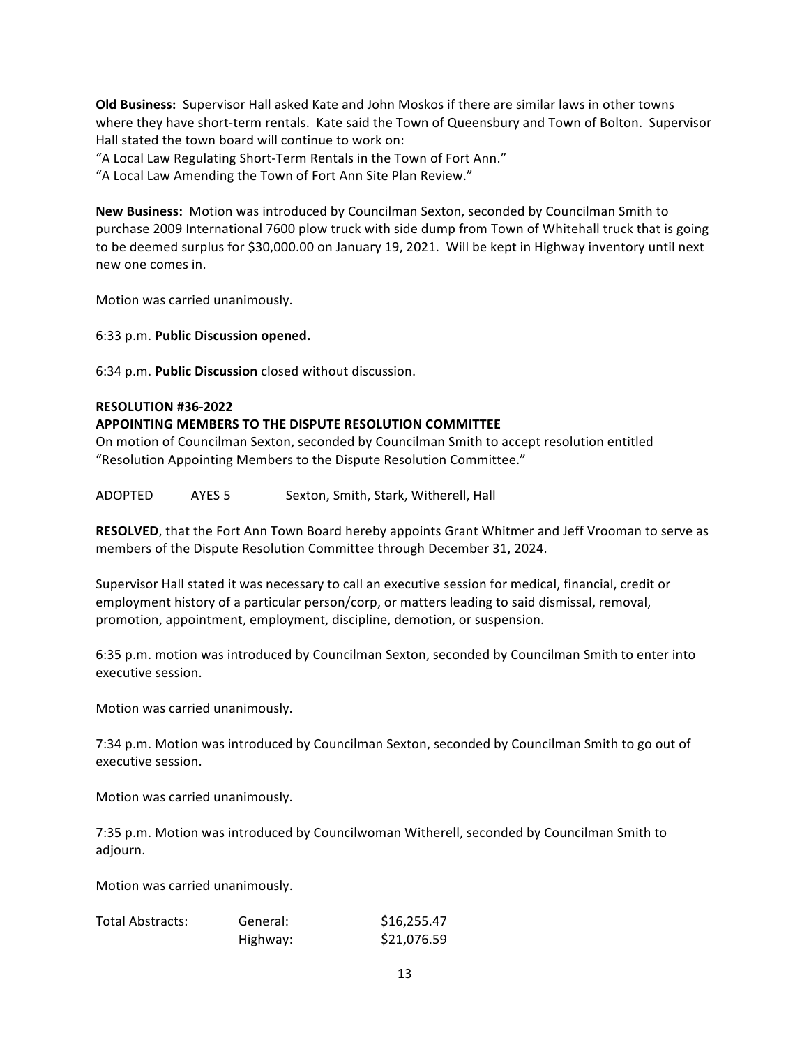**Old Business:** Supervisor Hall asked Kate and John Moskos if there are similar laws in other towns where they have short-term rentals. Kate said the Town of Queensbury and Town of Bolton. Supervisor Hall stated the town board will continue to work on:
"A Local Law Regulating Short-Term Rentals in the Town of Fort Ann."
"A Local Law Amending the Town of Fort Ann Site Plan Review."

**New Business:** Motion was introduced by Councilman Sexton, seconded by Councilman Smith to purchase 2009 International 7600 plow truck with side dump from Town of Whitehall truck that is going to be deemed surplus for $30,000.00 on January 19, 2021. Will be kept in Highway inventory until next new one comes in.

Motion was carried unanimously.

6:33 p.m. **Public Discussion opened.**

6:34 p.m. **Public Discussion** closed without discussion.

**RESOLUTION #36-2022**
**APPOINTING MEMBERS TO THE DISPUTE RESOLUTION COMMITTEE**
On motion of Councilman Sexton, seconded by Councilman Smith to accept resolution entitled "Resolution Appointing Members to the Dispute Resolution Committee."

ADOPTED AYES 5 Sexton, Smith, Stark, Witherell, Hall

**RESOLVED**, that the Fort Ann Town Board hereby appoints Grant Whitmer and Jeff Vrooman to serve as members of the Dispute Resolution Committee through December 31, 2024.

Supervisor Hall stated it was necessary to call an executive session for medical, financial, credit or employment history of a particular person/corp, or matters leading to said dismissal, removal, promotion, appointment, employment, discipline, demotion, or suspension.

6:35 p.m. motion was introduced by Councilman Sexton, seconded by Councilman Smith to enter into executive session.

Motion was carried unanimously.

7:34 p.m. Motion was introduced by Councilman Sexton, seconded by Councilman Smith to go out of executive session.

Motion was carried unanimously.

7:35 p.m. Motion was introduced by Councilwoman Witherell, seconded by Councilman Smith to adjourn.

Motion was carried unanimously.

| Total Abstracts: | General: | $16,255.47 |
|---|---|---|
| | Highway: | $21,076.59 |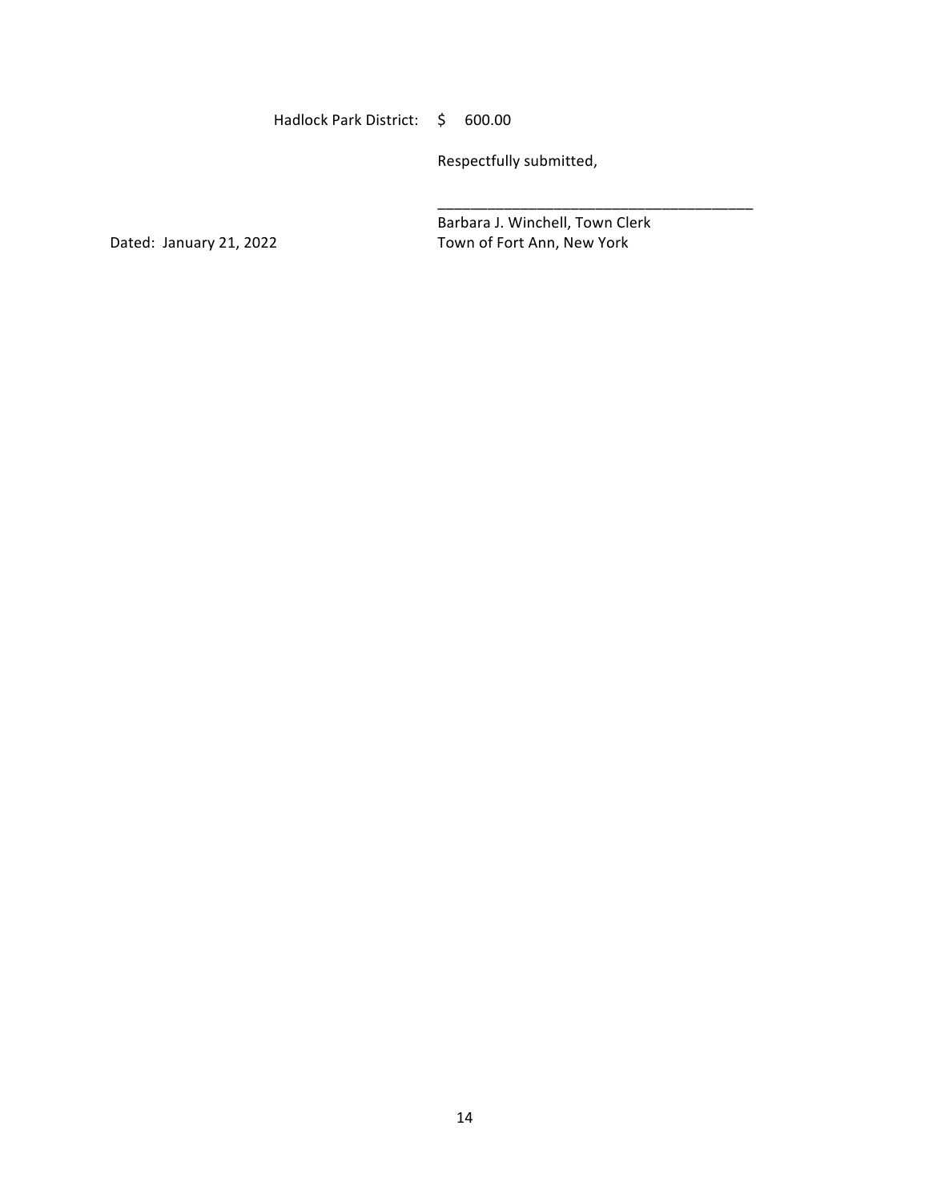Hadlock Park District: $ 600.00

Respectfully submitted,

\_\_\_\_\_\_\_\_\_\_\_\_\_\_\_\_\_\_\_\_\_\_\_\_\_\_\_\_\_\_\_\_\_\_\_\_\_\_

Barbara J. Winchell, Town Clerk
Town of Fort Ann, New York

Dated: January 21, 2022